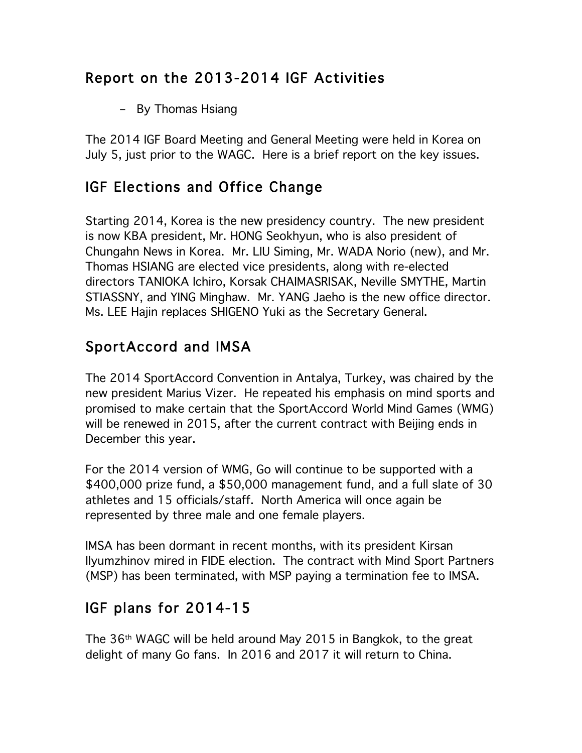## Report on the 2013-2014 IGF Activities

– By Thomas Hsiang

The 2014 IGF Board Meeting and General Meeting were held in Korea on July 5, just prior to the WAGC. Here is a brief report on the key issues.

## IGF Elections and Office Change

Starting 2014, Korea is the new presidency country. The new president is now KBA president, Mr. HONG Seokhyun, who is also president of Chungahn News in Korea. Mr. LIU Siming, Mr. WADA Norio (new), and Mr. Thomas HSIANG are elected vice presidents, along with re-elected directors TANIOKA Ichiro, Korsak CHAIMASRISAK, Neville SMYTHE, Martin STIASSNY, and YING Minghaw. Mr. YANG Jaeho is the new office director. Ms. LEE Hajin replaces SHIGENO Yuki as the Secretary General.

## SportAccord and IMSA

The 2014 SportAccord Convention in Antalya, Turkey, was chaired by the new president Marius Vizer. He repeated his emphasis on mind sports and promised to make certain that the SportAccord World Mind Games (WMG) will be renewed in 2015, after the current contract with Beijing ends in December this year.

For the 2014 version of WMG, Go will continue to be supported with a $400,000 prize fund, a $50,000 management fund, and a full slate of 30 athletes and 15 officials/staff. North America will once again be represented by three male and one female players.

IMSA has been dormant in recent months, with its president Kirsan Ilyumzhinov mired in FIDE election. The contract with Mind Sport Partners (MSP) has been terminated, with MSP paying a termination fee to IMSA.

## IGF plans for 2014-15

The 36th WAGC will be held around May 2015 in Bangkok, to the great delight of many Go fans. In 2016 and 2017 it will return to China.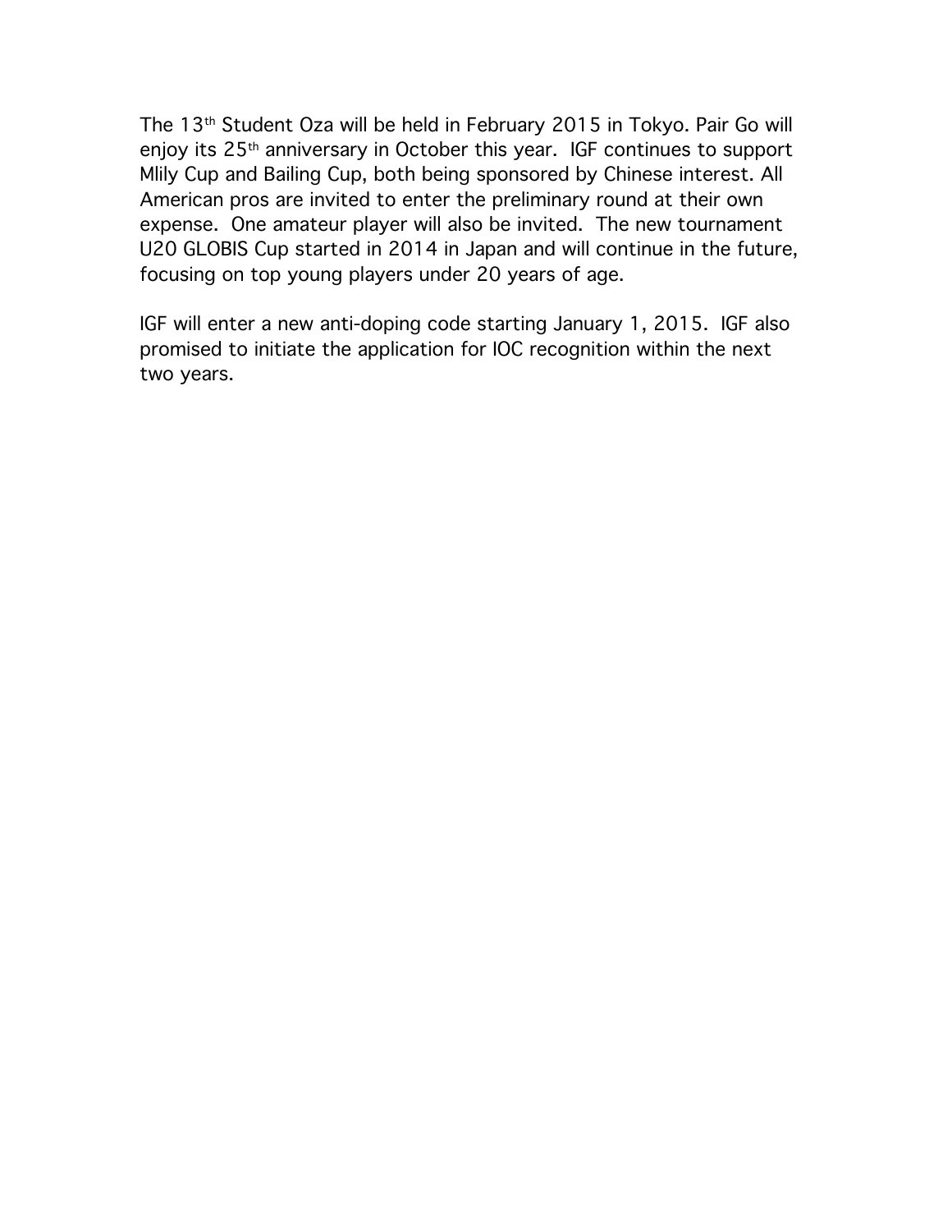The 13th Student Oza will be held in February 2015 in Tokyo. Pair Go will enjoy its 25th anniversary in October this year. IGF continues to support Mlily Cup and Bailing Cup, both being sponsored by Chinese interest. All American pros are invited to enter the preliminary round at their own expense. One amateur player will also be invited. The new tournament U20 GLOBIS Cup started in 2014 in Japan and will continue in the future, focusing on top young players under 20 years of age.

IGF will enter a new anti-doping code starting January 1, 2015. IGF also promised to initiate the application for IOC recognition within the next two years.